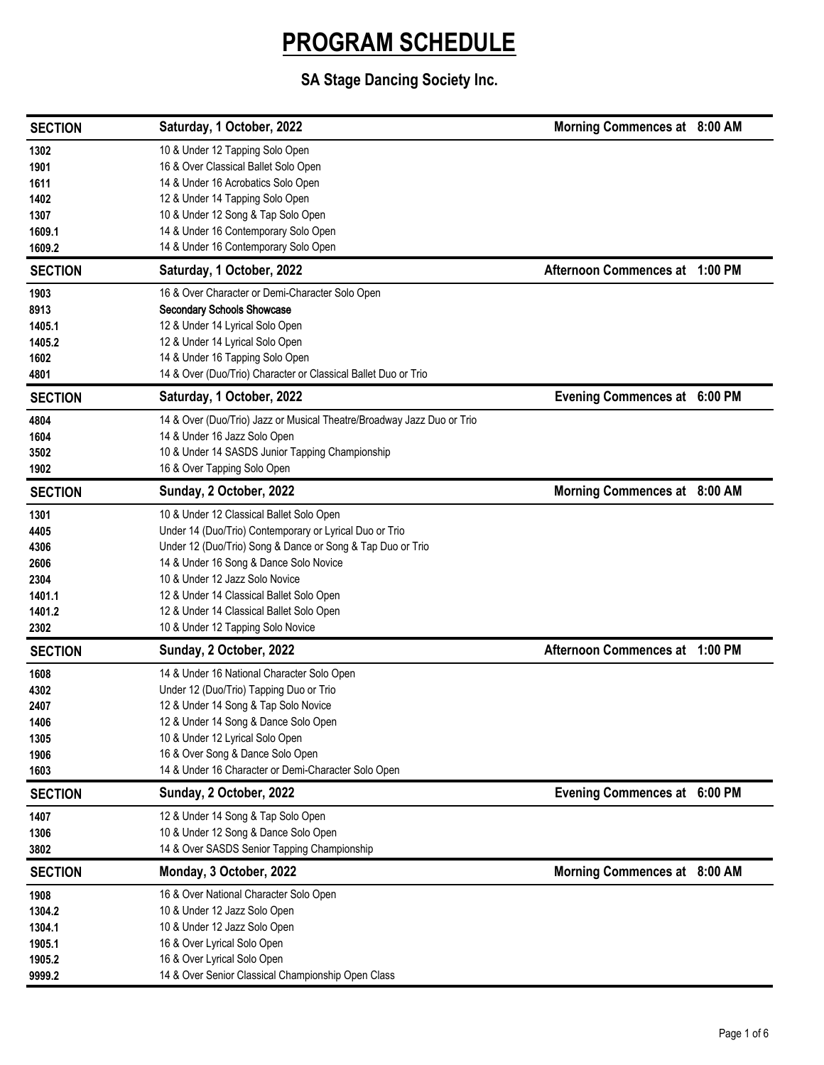# PROGRAM SCHEDULE

## SA Stage Dancing Society Inc.

| SECTION | Saturday, 1 October, 2022 | Morning Commences at 8:00 AM |
|---|---|---|
| 1302 | 10 & Under 12 Tapping Solo Open | |
| 1901 | 16 & Over Classical Ballet Solo Open | |
| 1611 | 14 & Under 16 Acrobatics Solo Open | |
| 1402 | 12 & Under 14 Tapping Solo Open | |
| 1307 | 10 & Under 12 Song & Tap Solo Open | |
| 1609.1 | 14 & Under 16 Contemporary Solo Open | |
| 1609.2 | 14 & Under 16 Contemporary Solo Open | |

| SECTION | Saturday, 1 October, 2022 | Afternoon Commences at 1:00 PM |
|---|---|---|
| 1903 | 16 & Over Character or Demi-Character Solo Open | |
| 8913 | **Secondary Schools Showcase** | |
| 1405.1 | 12 & Under 14 Lyrical Solo Open | |
| 1405.2 | 12 & Under 14 Lyrical Solo Open | |
| 1602 | 14 & Under 16 Tapping Solo Open | |
| 4801 | 14 & Over (Duo/Trio) Character or Classical Ballet Duo or Trio | |

| SECTION | Saturday, 1 October, 2022 | Evening Commences at 6:00 PM |
|---|---|---|
| 4804 | 14 & Over (Duo/Trio) Jazz or Musical Theatre/Broadway Jazz Duo or Trio | |
| 1604 | 14 & Under 16 Jazz Solo Open | |
| 3502 | 10 & Under 14 SASDS Junior Tapping Championship | |
| 1902 | 16 & Over Tapping Solo Open | |

| SECTION | Sunday, 2 October, 2022 | Morning Commences at 8:00 AM |
|---|---|---|
| 1301 | 10 & Under 12 Classical Ballet Solo Open | |
| 4405 | Under 14 (Duo/Trio) Contemporary or Lyrical Duo or Trio | |
| 4306 | Under 12 (Duo/Trio) Song & Dance or Song & Tap Duo or Trio | |
| 2606 | 14 & Under 16 Song & Dance Solo Novice | |
| 2304 | 10 & Under 12 Jazz Solo Novice | |
| 1401.1 | 12 & Under 14 Classical Ballet Solo Open | |
| 1401.2 | 12 & Under 14 Classical Ballet Solo Open | |
| 2302 | 10 & Under 12 Tapping Solo Novice | |

| SECTION | Sunday, 2 October, 2022 | Afternoon Commences at 1:00 PM |
|---|---|---|
| 1608 | 14 & Under 16 National Character Solo Open | |
| 4302 | Under 12 (Duo/Trio) Tapping Duo or Trio | |
| 2407 | 12 & Under 14 Song & Tap Solo Novice | |
| 1406 | 12 & Under 14 Song & Dance Solo Open | |
| 1305 | 10 & Under 12 Lyrical Solo Open | |
| 1906 | 16 & Over Song & Dance Solo Open | |
| 1603 | 14 & Under 16 Character or Demi-Character Solo Open | |

| SECTION | Sunday, 2 October, 2022 | Evening Commences at 6:00 PM |
|---|---|---|
| 1407 | 12 & Under 14 Song & Tap Solo Open | |
| 1306 | 10 & Under 12 Song & Dance Solo Open | |
| 3802 | 14 & Over SASDS Senior Tapping Championship | |

| SECTION | Monday, 3 October, 2022 | Morning Commences at 8:00 AM |
|---|---|---|
| 1908 | 16 & Over National Character Solo Open | |
| 1304.2 | 10 & Under 12 Jazz Solo Open | |
| 1304.1 | 10 & Under 12 Jazz Solo Open | |
| 1905.1 | 16 & Over Lyrical Solo Open | |
| 1905.2 | 16 & Over Lyrical Solo Open | |
| 9999.2 | 14 & Over Senior Classical Championship Open Class | |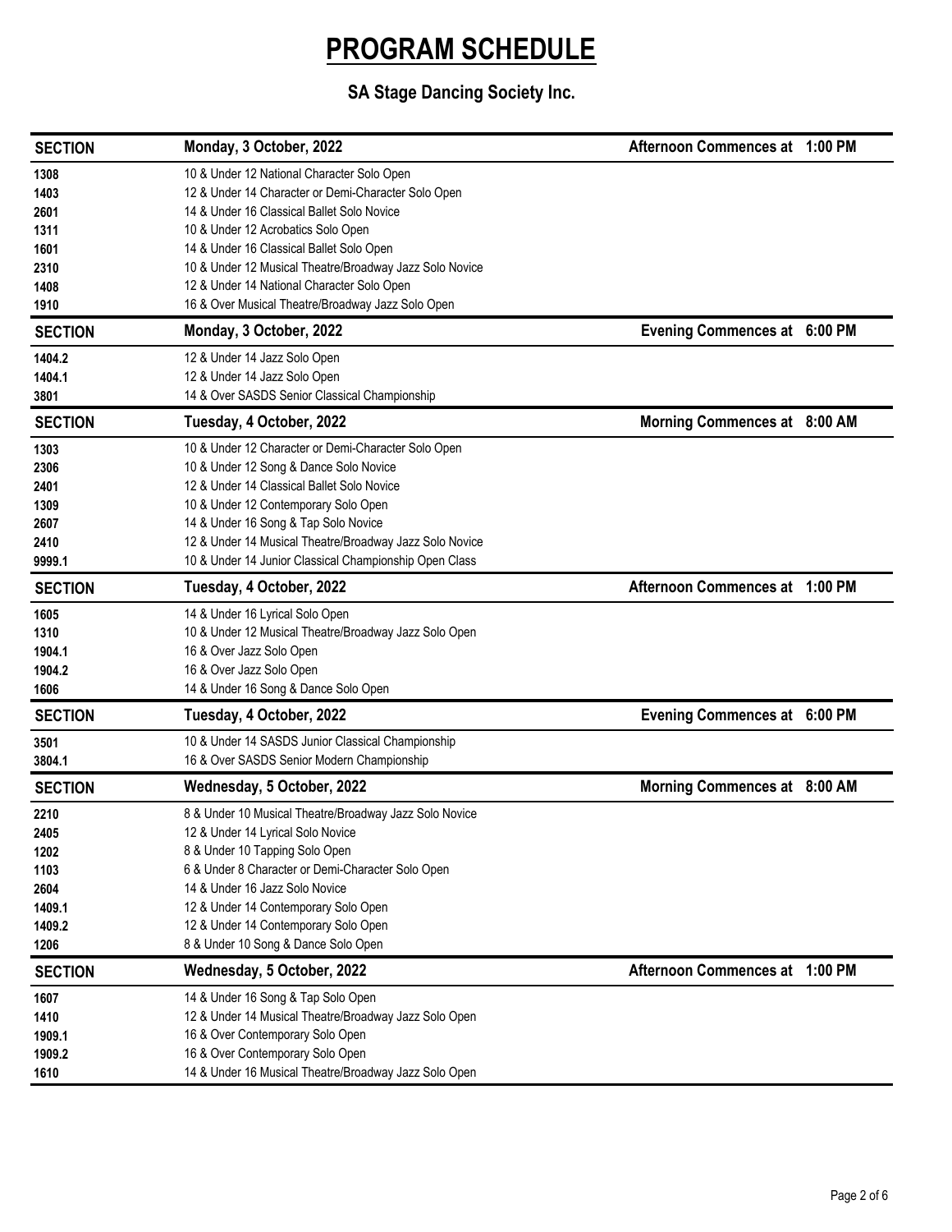# PROGRAM SCHEDULE

## SA Stage Dancing Society Inc.

| SECTION | Monday, 3 October, 2022 | Afternoon Commences at 1:00 PM |
|---|---|---|
| 1308 | 10 & Under 12 National Character Solo Open | |
| 1403 | 12 & Under 14 Character or Demi-Character Solo Open | |
| 2601 | 14 & Under 16 Classical Ballet Solo Novice | |
| 1311 | 10 & Under 12 Acrobatics Solo Open | |
| 1601 | 14 & Under 16 Classical Ballet Solo Open | |
| 2310 | 10 & Under 12 Musical Theatre/Broadway Jazz Solo Novice | |
| 1408 | 12 & Under 14 National Character Solo Open | |
| 1910 | 16 & Over Musical Theatre/Broadway Jazz Solo Open | |

| SECTION | Monday, 3 October, 2022 | Evening Commences at 6:00 PM |
|---|---|---|
| 1404.2 | 12 & Under 14 Jazz Solo Open | |
| 1404.1 | 12 & Under 14 Jazz Solo Open | |
| 3801 | 14 & Over SASDS Senior Classical Championship | |

| SECTION | Tuesday, 4 October, 2022 | Morning Commences at 8:00 AM |
|---|---|---|
| 1303 | 10 & Under 12 Character or Demi-Character Solo Open | |
| 2306 | 10 & Under 12 Song & Dance Solo Novice | |
| 2401 | 12 & Under 14 Classical Ballet Solo Novice | |
| 1309 | 10 & Under 12 Contemporary Solo Open | |
| 2607 | 14 & Under 16 Song & Tap Solo Novice | |
| 2410 | 12 & Under 14 Musical Theatre/Broadway Jazz Solo Novice | |
| 9999.1 | 10 & Under 14 Junior Classical Championship Open Class | |

| SECTION | Tuesday, 4 October, 2022 | Afternoon Commences at 1:00 PM |
|---|---|---|
| 1605 | 14 & Under 16 Lyrical Solo Open | |
| 1310 | 10 & Under 12 Musical Theatre/Broadway Jazz Solo Open | |
| 1904.1 | 16 & Over Jazz Solo Open | |
| 1904.2 | 16 & Over Jazz Solo Open | |
| 1606 | 14 & Under 16 Song & Dance Solo Open | |

| SECTION | Tuesday, 4 October, 2022 | Evening Commences at 6:00 PM |
|---|---|---|
| 3501 | 10 & Under 14 SASDS Junior Classical Championship | |
| 3804.1 | 16 & Over SASDS Senior Modern Championship | |

| SECTION | Wednesday, 5 October, 2022 | Morning Commences at 8:00 AM |
|---|---|---|
| 2210 | 8 & Under 10 Musical Theatre/Broadway Jazz Solo Novice | |
| 2405 | 12 & Under 14 Lyrical Solo Novice | |
| 1202 | 8 & Under 10 Tapping Solo Open | |
| 1103 | 6 & Under 8 Character or Demi-Character Solo Open | |
| 2604 | 14 & Under 16 Jazz Solo Novice | |
| 1409.1 | 12 & Under 14 Contemporary Solo Open | |
| 1409.2 | 12 & Under 14 Contemporary Solo Open | |
| 1206 | 8 & Under 10 Song & Dance Solo Open | |

| SECTION | Wednesday, 5 October, 2022 | Afternoon Commences at 1:00 PM |
|---|---|---|
| 1607 | 14 & Under 16 Song & Tap Solo Open | |
| 1410 | 12 & Under 14 Musical Theatre/Broadway Jazz Solo Open | |
| 1909.1 | 16 & Over Contemporary Solo Open | |
| 1909.2 | 16 & Over Contemporary Solo Open | |
| 1610 | 14 & Under 16 Musical Theatre/Broadway Jazz Solo Open | |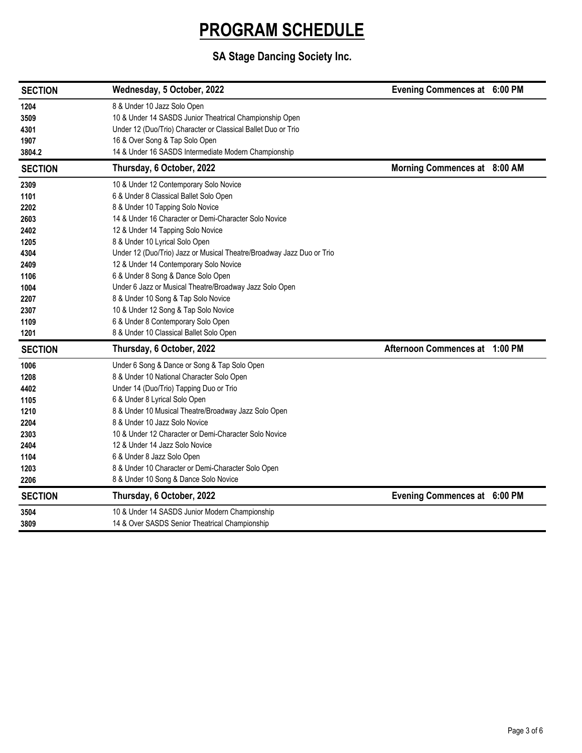# PROGRAM SCHEDULE

## SA Stage Dancing Society Inc.

| SECTION | Wednesday, 5 October, 2022 | Evening Commences at 6:00 PM |
|---|---|---|
| 1204 | 8 & Under 10 Jazz Solo Open | |
| 3509 | 10 & Under 14 SASDS Junior Theatrical Championship Open | |
| 4301 | Under 12 (Duo/Trio) Character or Classical Ballet Duo or Trio | |
| 1907 | 16 & Over Song & Tap Solo Open | |
| 3804.2 | 14 & Under 16 SASDS Intermediate Modern Championship | |

| SECTION | Thursday, 6 October, 2022 | Morning Commences at 8:00 AM |
|---|---|---|
| 2309 | 10 & Under 12 Contemporary Solo Novice | |
| 1101 | 6 & Under 8 Classical Ballet Solo Open | |
| 2202 | 8 & Under 10 Tapping Solo Novice | |
| 2603 | 14 & Under 16 Character or Demi-Character Solo Novice | |
| 2402 | 12 & Under 14 Tapping Solo Novice | |
| 1205 | 8 & Under 10 Lyrical Solo Open | |
| 4304 | Under 12 (Duo/Trio) Jazz or Musical Theatre/Broadway Jazz Duo or Trio | |
| 2409 | 12 & Under 14 Contemporary Solo Novice | |
| 1106 | 6 & Under 8 Song & Dance Solo Open | |
| 1004 | Under 6 Jazz or Musical Theatre/Broadway Jazz Solo Open | |
| 2207 | 8 & Under 10 Song & Tap Solo Novice | |
| 2307 | 10 & Under 12 Song & Tap Solo Novice | |
| 1109 | 6 & Under 8 Contemporary Solo Open | |
| 1201 | 8 & Under 10 Classical Ballet Solo Open | |

| SECTION | Thursday, 6 October, 2022 | Afternoon Commences at 1:00 PM |
|---|---|---|
| 1006 | Under 6 Song & Dance or Song & Tap Solo Open | |
| 1208 | 8 & Under 10 National Character Solo Open | |
| 4402 | Under 14 (Duo/Trio) Tapping Duo or Trio | |
| 1105 | 6 & Under 8 Lyrical Solo Open | |
| 1210 | 8 & Under 10 Musical Theatre/Broadway Jazz Solo Open | |
| 2204 | 8 & Under 10 Jazz Solo Novice | |
| 2303 | 10 & Under 12 Character or Demi-Character Solo Novice | |
| 2404 | 12 & Under 14 Jazz Solo Novice | |
| 1104 | 6 & Under 8 Jazz Solo Open | |
| 1203 | 8 & Under 10 Character or Demi-Character Solo Open | |
| 2206 | 8 & Under 10 Song & Dance Solo Novice | |

| SECTION | Thursday, 6 October, 2022 | Evening Commences at 6:00 PM |
|---|---|---|
| 3504 | 10 & Under 14 SASDS Junior Modern Championship | |
| 3809 | 14 & Over SASDS Senior Theatrical Championship | |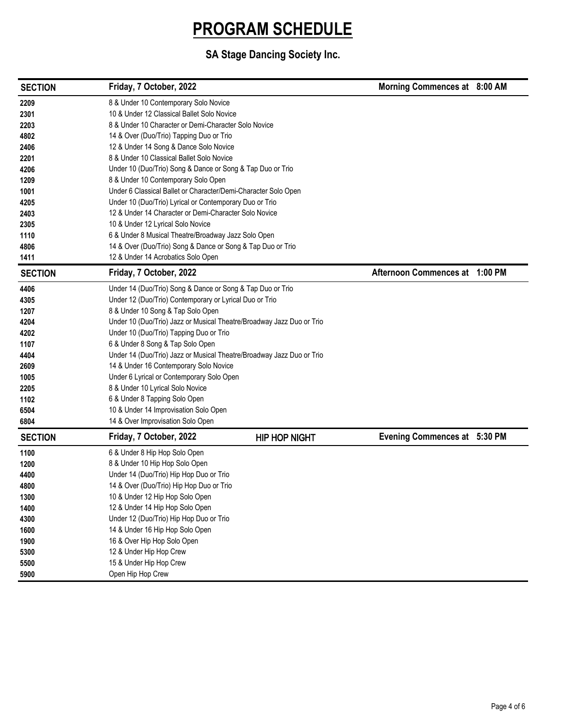# PROGRAM SCHEDULE

## SA Stage Dancing Society Inc.

| SECTION | Friday, 7 October, 2022 | Morning Commences at 8:00 AM |
|---|---|---|
| 2209 | 8 & Under 10 Contemporary Solo Novice | |
| 2301 | 10 & Under 12 Classical Ballet Solo Novice | |
| 2203 | 8 & Under 10 Character or Demi-Character Solo Novice | |
| 4802 | 14 & Over (Duo/Trio) Tapping Duo or Trio | |
| 2406 | 12 & Under 14 Song & Dance Solo Novice | |
| 2201 | 8 & Under 10 Classical Ballet Solo Novice | |
| 4206 | Under 10 (Duo/Trio) Song & Dance or Song & Tap Duo or Trio | |
| 1209 | 8 & Under 10 Contemporary Solo Open | |
| 1001 | Under 6 Classical Ballet or Character/Demi-Character Solo Open | |
| 4205 | Under 10 (Duo/Trio) Lyrical or Contemporary Duo or Trio | |
| 2403 | 12 & Under 14 Character or Demi-Character Solo Novice | |
| 2305 | 10 & Under 12 Lyrical Solo Novice | |
| 1110 | 6 & Under 8 Musical Theatre/Broadway Jazz Solo Open | |
| 4806 | 14 & Over (Duo/Trio) Song & Dance or Song & Tap Duo or Trio | |
| 1411 | 12 & Under 14 Acrobatics Solo Open | |

| SECTION | Friday, 7 October, 2022 | Afternoon Commences at 1:00 PM |
|---|---|---|
| 4406 | Under 14 (Duo/Trio) Song & Dance or Song & Tap Duo or Trio | |
| 4305 | Under 12 (Duo/Trio) Contemporary or Lyrical Duo or Trio | |
| 1207 | 8 & Under 10 Song & Tap Solo Open | |
| 4204 | Under 10 (Duo/Trio) Jazz or Musical Theatre/Broadway Jazz Duo or Trio | |
| 4202 | Under 10 (Duo/Trio) Tapping Duo or Trio | |
| 1107 | 6 & Under 8 Song & Tap Solo Open | |
| 4404 | Under 14 (Duo/Trio) Jazz or Musical Theatre/Broadway Jazz Duo or Trio | |
| 2609 | 14 & Under 16 Contemporary Solo Novice | |
| 1005 | Under 6 Lyrical or Contemporary Solo Open | |
| 2205 | 8 & Under 10 Lyrical Solo Novice | |
| 1102 | 6 & Under 8 Tapping Solo Open | |
| 6504 | 10 & Under 14 Improvisation Solo Open | |
| 6804 | 14 & Over Improvisation Solo Open | |

| SECTION | Friday, 7 October, 2022 — HIP HOP NIGHT | Evening Commences at 5:30 PM |
|---|---|---|
| 1100 | 6 & Under 8 Hip Hop Solo Open | |
| 1200 | 8 & Under 10 Hip Hop Solo Open | |
| 4400 | Under 14 (Duo/Trio) Hip Hop Duo or Trio | |
| 4800 | 14 & Over (Duo/Trio) Hip Hop Duo or Trio | |
| 1300 | 10 & Under 12 Hip Hop Solo Open | |
| 1400 | 12 & Under 14 Hip Hop Solo Open | |
| 4300 | Under 12 (Duo/Trio) Hip Hop Duo or Trio | |
| 1600 | 14 & Under 16 Hip Hop Solo Open | |
| 1900 | 16 & Over Hip Hop Solo Open | |
| 5300 | 12 & Under Hip Hop Crew | |
| 5500 | 15 & Under Hip Hop Crew | |
| 5900 | Open Hip Hop Crew | |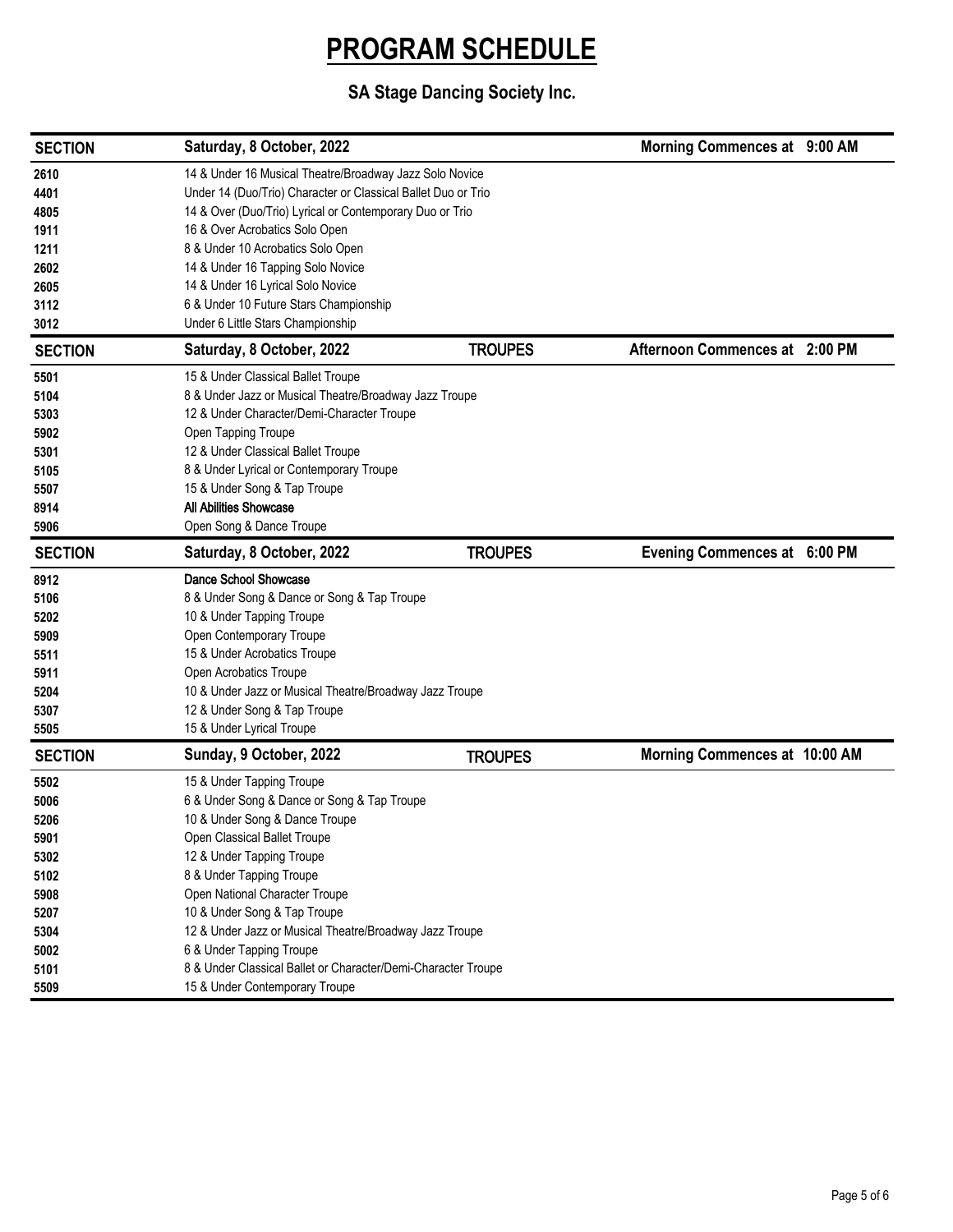# PROGRAM SCHEDULE

## SA Stage Dancing Society Inc.

| SECTION | Saturday, 8 October, 2022 | | Morning Commences at 9:00 AM |
|---|---|---|---|
| 2610 | 14 & Under 16 Musical Theatre/Broadway Jazz Solo Novice | | |
| 4401 | Under 14 (Duo/Trio) Character or Classical Ballet Duo or Trio | | |
| 4805 | 14 & Over (Duo/Trio) Lyrical or Contemporary Duo or Trio | | |
| 1911 | 16 & Over Acrobatics Solo Open | | |
| 1211 | 8 & Under 10 Acrobatics Solo Open | | |
| 2602 | 14 & Under 16 Tapping Solo Novice | | |
| 2605 | 14 & Under 16 Lyrical Solo Novice | | |
| 3112 | 6 & Under 10 Future Stars Championship | | |
| 3012 | Under 6 Little Stars Championship | | |

| SECTION | Saturday, 8 October, 2022 | TROUPES | Afternoon Commences at 2:00 PM |
|---|---|---|---|
| 5501 | 15 & Under Classical Ballet Troupe | | |
| 5104 | 8 & Under Jazz or Musical Theatre/Broadway Jazz Troupe | | |
| 5303 | 12 & Under Character/Demi-Character Troupe | | |
| 5902 | Open Tapping Troupe | | |
| 5301 | 12 & Under Classical Ballet Troupe | | |
| 5105 | 8 & Under Lyrical or Contemporary Troupe | | |
| 5507 | 15 & Under Song & Tap Troupe | | |
| 8914 | All Abilities Showcase | | |
| 5906 | Open Song & Dance Troupe | | |

| SECTION | Saturday, 8 October, 2022 | TROUPES | Evening Commences at 6:00 PM |
|---|---|---|---|
| 8912 | Dance School Showcase | | |
| 5106 | 8 & Under Song & Dance or Song & Tap Troupe | | |
| 5202 | 10 & Under Tapping Troupe | | |
| 5909 | Open Contemporary Troupe | | |
| 5511 | 15 & Under Acrobatics Troupe | | |
| 5911 | Open Acrobatics Troupe | | |
| 5204 | 10 & Under Jazz or Musical Theatre/Broadway Jazz Troupe | | |
| 5307 | 12 & Under Song & Tap Troupe | | |
| 5505 | 15 & Under Lyrical Troupe | | |

| SECTION | Sunday, 9 October, 2022 | TROUPES | Morning Commences at 10:00 AM |
|---|---|---|---|
| 5502 | 15 & Under Tapping Troupe | | |
| 5006 | 6 & Under Song & Dance or Song & Tap Troupe | | |
| 5206 | 10 & Under Song & Dance Troupe | | |
| 5901 | Open Classical Ballet Troupe | | |
| 5302 | 12 & Under Tapping Troupe | | |
| 5102 | 8 & Under Tapping Troupe | | |
| 5908 | Open National Character Troupe | | |
| 5207 | 10 & Under Song & Tap Troupe | | |
| 5304 | 12 & Under Jazz or Musical Theatre/Broadway Jazz Troupe | | |
| 5002 | 6 & Under Tapping Troupe | | |
| 5101 | 8 & Under Classical Ballet or Character/Demi-Character Troupe | | |
| 5509 | 15 & Under Contemporary Troupe | | |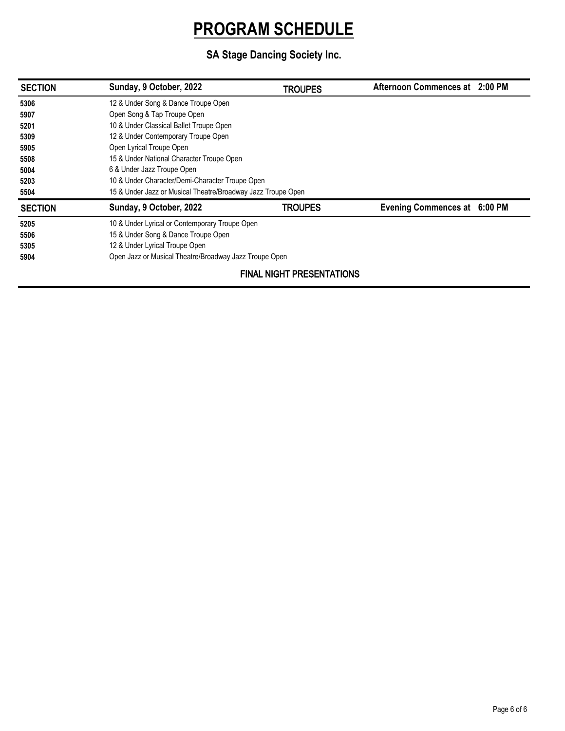# PROGRAM SCHEDULE

## SA Stage Dancing Society Inc.

| SECTION | Sunday, 9 October, 2022 | TROUPES | Afternoon Commences at 2:00 PM |
| --- | --- | --- | --- |
| 5306 | 12 & Under Song & Dance Troupe Open | | |
| 5907 | Open Song & Tap Troupe Open | | |
| 5201 | 10 & Under Classical Ballet Troupe Open | | |
| 5309 | 12 & Under Contemporary Troupe Open | | |
| 5905 | Open Lyrical Troupe Open | | |
| 5508 | 15 & Under National Character Troupe Open | | |
| 5004 | 6 & Under Jazz Troupe Open | | |
| 5203 | 10 & Under Character/Demi-Character Troupe Open | | |
| 5504 | 15 & Under Jazz or Musical Theatre/Broadway Jazz Troupe Open | | |

| SECTION | Sunday, 9 October, 2022 | TROUPES | Evening Commences at 6:00 PM |
| --- | --- | --- | --- |
| 5205 | 10 & Under Lyrical or Contemporary Troupe Open | | |
| 5506 | 15 & Under Song & Dance Troupe Open | | |
| 5305 | 12 & Under Lyrical Troupe Open | | |
| 5904 | Open Jazz or Musical Theatre/Broadway Jazz Troupe Open | | |

FINAL NIGHT PRESENTATIONS